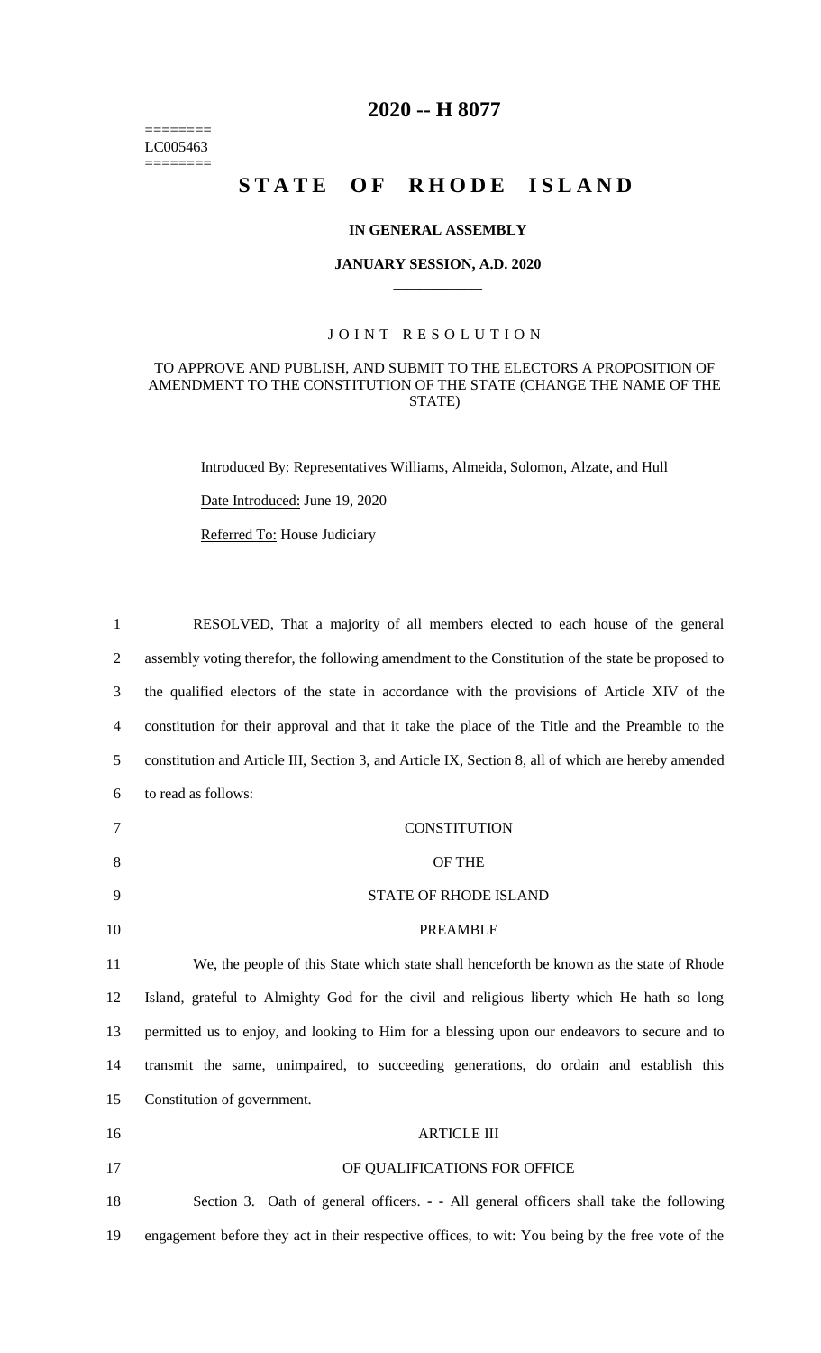========
LC005463
========

# 2020 -- H 8077

# STATE OF RHODE ISLAND

**IN GENERAL ASSEMBLY**

**JANUARY SESSION, A.D. 2020**

____________

JOINT RESOLUTION

TO APPROVE AND PUBLISH, AND SUBMIT TO THE ELECTORS A PROPOSITION OF AMENDMENT TO THE CONSTITUTION OF THE STATE (CHANGE THE NAME OF THE STATE)

Introduced By: Representatives Williams, Almeida, Solomon, Alzate, and Hull

Date Introduced: June 19, 2020

Referred To: House Judiciary

1 RESOLVED, That a majority of all members elected to each house of the general
2 assembly voting therefor, the following amendment to the Constitution of the state be proposed to
3 the qualified electors of the state in accordance with the provisions of Article XIV of the
4 constitution for their approval and that it take the place of the Title and the Preamble to the
5 constitution and Article III, Section 3, and Article IX, Section 8, all of which are hereby amended
6 to read as follows:

7 CONSTITUTION

8 OF THE

9 STATE OF RHODE ISLAND

10 PREAMBLE

11 We, the people of this State which state shall henceforth be known as the state of Rhode
12 Island, grateful to Almighty God for the civil and religious liberty which He hath so long
13 permitted us to enjoy, and looking to Him for a blessing upon our endeavors to secure and to
14 transmit the same, unimpaired, to succeeding generations, do ordain and establish this
15 Constitution of government.

16 ARTICLE III

17 OF QUALIFICATIONS FOR OFFICE

18 Section 3. Oath of general officers. - - All general officers shall take the following
19 engagement before they act in their respective offices, to wit: You being by the free vote of the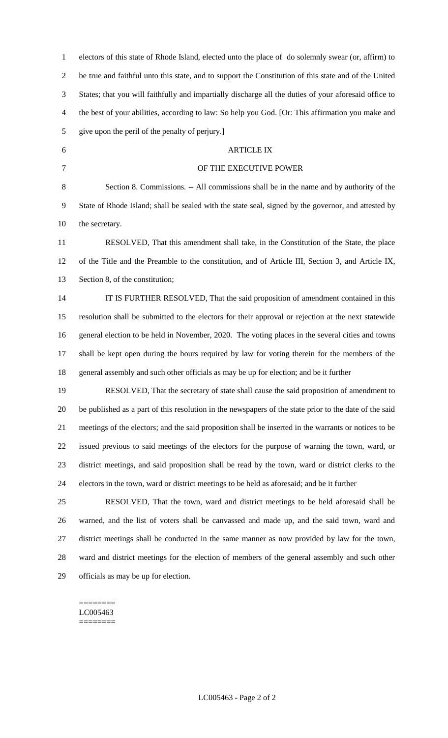electors of this state of Rhode Island, elected unto the place of do solemnly swear (or, affirm) to be true and faithful unto this state, and to support the Constitution of this state and of the United States; that you will faithfully and impartially discharge all the duties of your aforesaid office to the best of your abilities, according to law: So help you God. [Or: This affirmation you make and give upon the peril of the penalty of perjury.]

ARTICLE IX

OF THE EXECUTIVE POWER

Section 8. Commissions. -- All commissions shall be in the name and by authority of the State of Rhode Island; shall be sealed with the state seal, signed by the governor, and attested by the secretary.

RESOLVED, That this amendment shall take, in the Constitution of the State, the place of the Title and the Preamble to the constitution, and of Article III, Section 3, and Article IX, Section 8, of the constitution;

IT IS FURTHER RESOLVED, That the said proposition of amendment contained in this resolution shall be submitted to the electors for their approval or rejection at the next statewide general election to be held in November, 2020. The voting places in the several cities and towns shall be kept open during the hours required by law for voting therein for the members of the general assembly and such other officials as may be up for election; and be it further

RESOLVED, That the secretary of state shall cause the said proposition of amendment to be published as a part of this resolution in the newspapers of the state prior to the date of the said meetings of the electors; and the said proposition shall be inserted in the warrants or notices to be issued previous to said meetings of the electors for the purpose of warning the town, ward, or district meetings, and said proposition shall be read by the town, ward or district clerks to the electors in the town, ward or district meetings to be held as aforesaid; and be it further

RESOLVED, That the town, ward and district meetings to be held aforesaid shall be warned, and the list of voters shall be canvassed and made up, and the said town, ward and district meetings shall be conducted in the same manner as now provided by law for the town, ward and district meetings for the election of members of the general assembly and such other officials as may be up for election.

========
LC005463
========